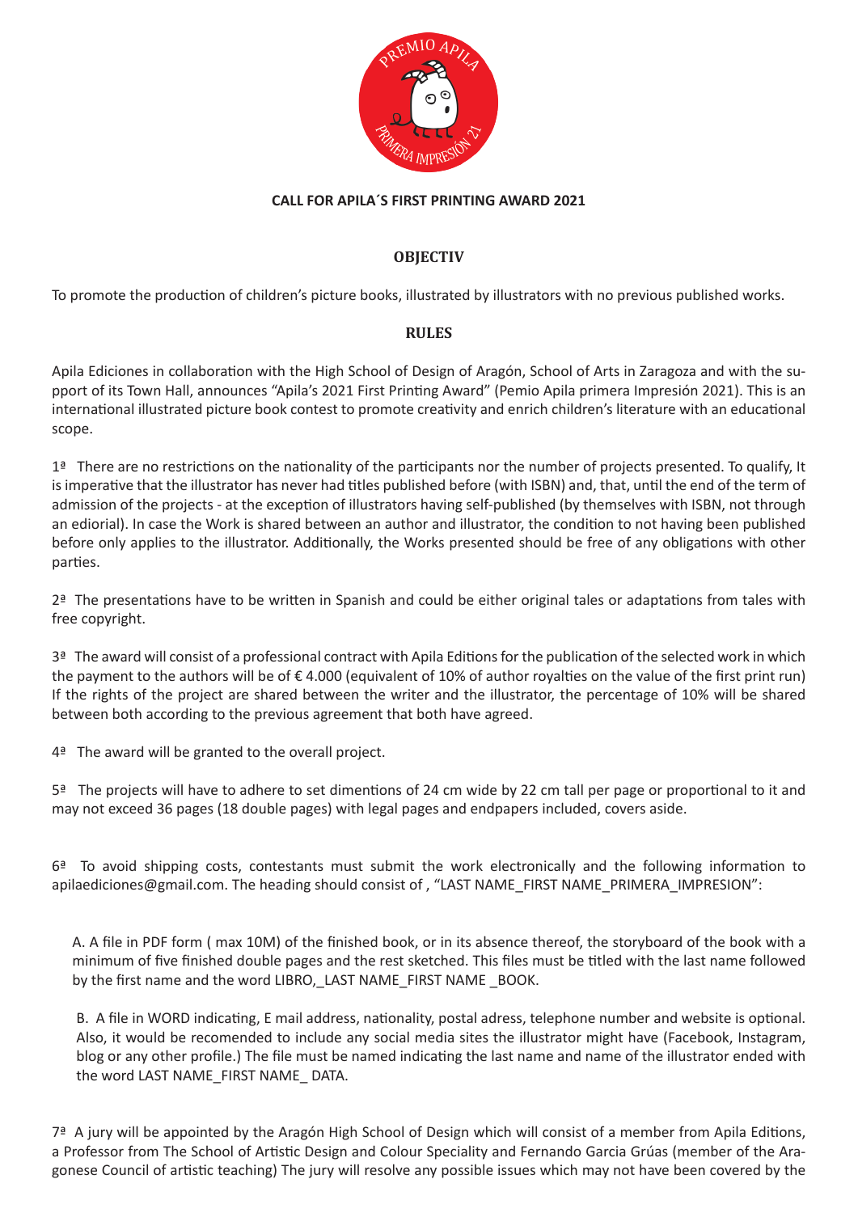**CALL FOR APILA´S FIRST PRINTING AWARD 2021**

## OBJECTIV

To promote the production of children's picture books, illustrated by illustrators with no previous published works.

## RULES

Apila Ediciones in collaboration with the High School of Design of Aragón, School of Arts in Zaragoza and with the support of its Town Hall, announces "Apila's 2021 First Printing Award" (Pemio Apila primera Impresión 2021). This is an international illustrated picture book contest to promote creativity and enrich children's literature with an educational scope.

1ª There are no restrictions on the nationality of the participants nor the number of projects presented. To qualify, It is imperative that the illustrator has never had titles published before (with ISBN) and, that, until the end of the term of admission of the projects - at the exception of illustrators having self-published (by themselves with ISBN, not through an ediorial). In case the Work is shared between an author and illustrator, the condition to not having been published before only applies to the illustrator. Additionally, the Works presented should be free of any obligations with other parties.

2ª The presentations have to be written in Spanish and could be either original tales or adaptations from tales with free copyright.

3ª The award will consist of a professional contract with Apila Editions for the publication of the selected work in which the payment to the authors will be of € 4.000 (equivalent of 10% of author royalties on the value of the first print run) If the rights of the project are shared between the writer and the illustrator, the percentage of 10% will be shared between both according to the previous agreement that both have agreed.

4ª The award will be granted to the overall project.

5ª The projects will have to adhere to set dimentions of 24 cm wide by 22 cm tall per page or proportional to it and may not exceed 36 pages (18 double pages) with legal pages and endpapers included, covers aside.

6ª To avoid shipping costs, contestants must submit the work electronically and the following information to apilaediciones@gmail.com. The heading should consist of , "LAST NAME_FIRST NAME_PRIMERA_IMPRESION":

A. A file in PDF form ( max 10M) of the finished book, or in its absence thereof, the storyboard of the book with a minimum of five finished double pages and the rest sketched. This files must be titled with the last name followed by the first name and the word LIBRO,_LAST NAME_FIRST NAME _BOOK.

B. A file in WORD indicating, E mail address, nationality, postal adress, telephone number and website is optional. Also, it would be recomended to include any social media sites the illustrator might have (Facebook, Instagram, blog or any other profile.) The file must be named indicating the last name and name of the illustrator ended with the word LAST NAME_FIRST NAME_ DATA.

7ª A jury will be appointed by the Aragón High School of Design which will consist of a member from Apila Editions, a Professor from The School of Artistic Design and Colour Speciality and Fernando Garcia Grúas (member of the Aragonese Council of artistic teaching) The jury will resolve any possible issues which may not have been covered by the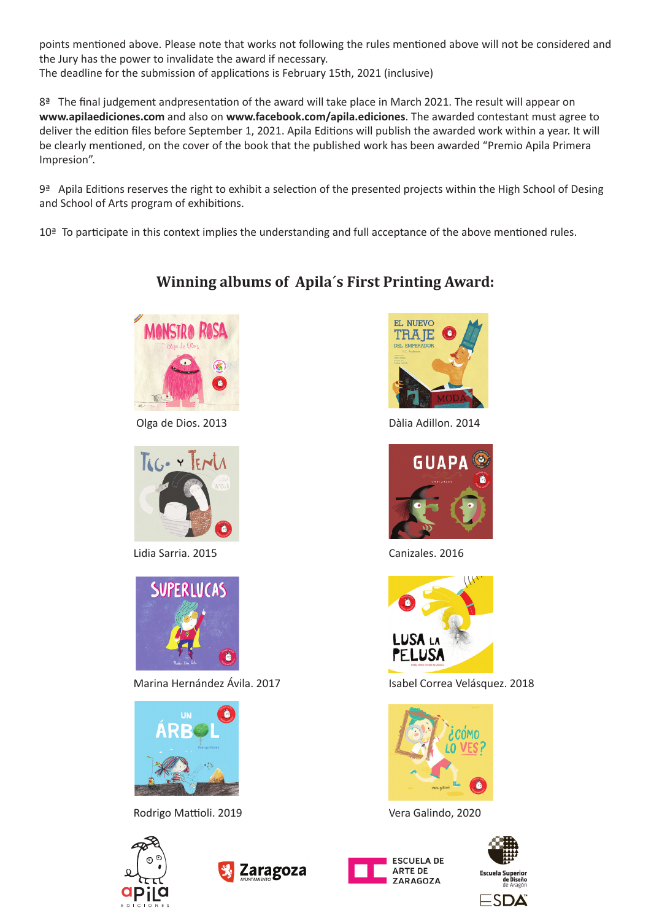points mentioned above. Please note that works not following the rules mentioned above will not be considered and the Jury has the power to invalidate the award if necessary.
The deadline for the submission of applications is February 15th, 2021 (inclusive)

8ª The final judgement andpresentation of the award will take place in March 2021. The result will appear on **www.apilaediciones.com** and also on **www.facebook.com/apila.ediciones**. The awarded contestant must agree to deliver the edition files before September 1, 2021. Apila Editions will publish the awarded work within a year. It will be clearly mentioned, on the cover of the book that the published work has been awarded "Premio Apila Primera Impresion".

9ª Apila Editions reserves the right to exhibit a selection of the presented projects within the High School of Desing and School of Arts program of exhibitions.

10ª To participate in this context implies the understanding and full acceptance of the above mentioned rules.

## Winning albums of Apila´s First Printing Award:

Olga de Dios. 2013

Dàlia Adillon. 2014

Lidia Sarria. 2015

Canizales. 2016

Marina Hernández Ávila. 2017

Isabel Correa Velásquez. 2018

Rodrigo Mattioli. 2019

Vera Galindo, 2020